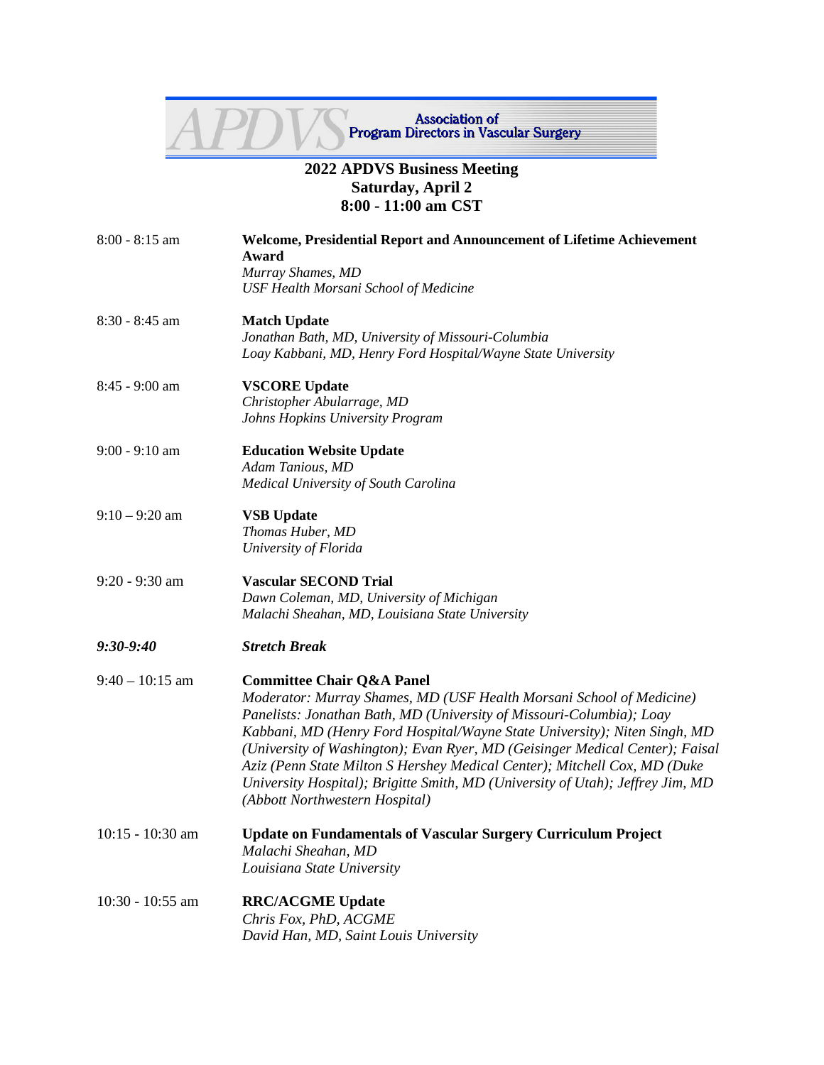APDVS Association of Program Directors in Vascular Surgery

# 2022 APDVS Business Meeting
## Saturday, April 2
## 8:00 - 11:00 am CST

| | |
|---|---|
| 8:00 - 8:15 am | **Welcome, Presidential Report and Announcement of Lifetime Achievement Award**<br>*Murray Shames, MD*<br>*USF Health Morsani School of Medicine* |
| 8:30 - 8:45 am | **Match Update**<br>*Jonathan Bath, MD, University of Missouri-Columbia*<br>*Loay Kabbani, MD, Henry Ford Hospital/Wayne State University* |
| 8:45 - 9:00 am | **VSCORE Update**<br>*Christopher Abularrage, MD*<br>*Johns Hopkins University Program* |
| 9:00 - 9:10 am | **Education Website Update**<br>*Adam Tanious, MD*<br>*Medical University of South Carolina* |
| 9:10 – 9:20 am | **VSB Update**<br>*Thomas Huber, MD*<br>*University of Florida* |
| 9:20 - 9:30 am | **Vascular SECOND Trial**<br>*Dawn Coleman, MD, University of Michigan*<br>*Malachi Sheahan, MD, Louisiana State University* |
| ***9:30-9:40*** | ***Stretch Break*** |
| 9:40 – 10:15 am | **Committee Chair Q&A Panel**<br>*Moderator: Murray Shames, MD (USF Health Morsani School of Medicine)*<br>*Panelists: Jonathan Bath, MD (University of Missouri-Columbia); Loay Kabbani, MD (Henry Ford Hospital/Wayne State University); Niten Singh, MD (University of Washington); Evan Ryer, MD (Geisinger Medical Center); Faisal Aziz (Penn State Milton S Hershey Medical Center); Mitchell Cox, MD (Duke University Hospital); Brigitte Smith, MD (University of Utah); Jeffrey Jim, MD (Abbott Northwestern Hospital)* |
| 10:15 - 10:30 am | **Update on Fundamentals of Vascular Surgery Curriculum Project**<br>*Malachi Sheahan, MD*<br>*Louisiana State University* |
| 10:30 - 10:55 am | **RRC/ACGME Update**<br>*Chris Fox, PhD, ACGME*<br>*David Han, MD, Saint Louis University* |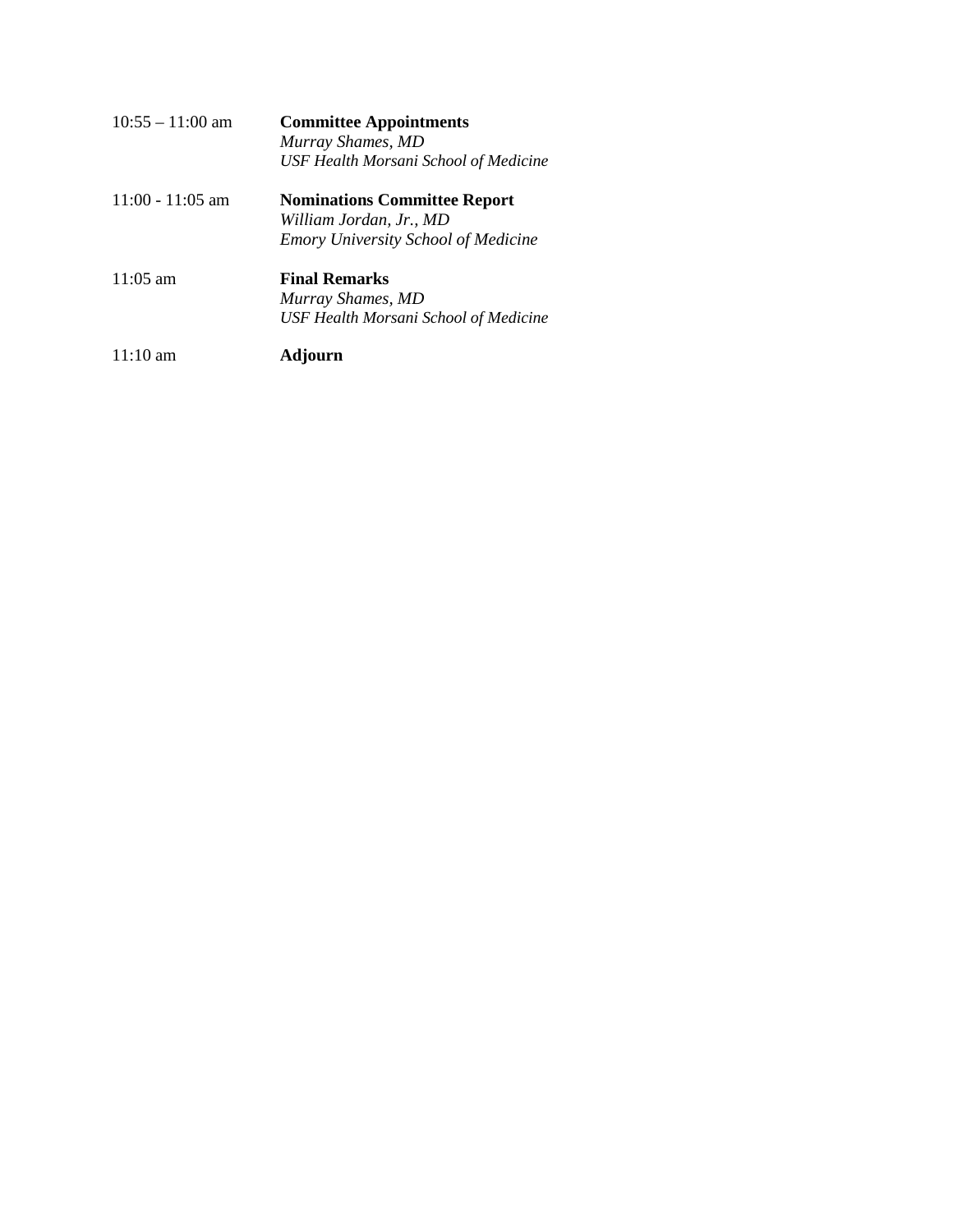| | |
|---|---|
| 10:55 – 11:00 am | **Committee Appointments**<br>*Murray Shames, MD*<br>*USF Health Morsani School of Medicine* |
| 11:00 - 11:05 am | **Nominations Committee Report**<br>*William Jordan, Jr., MD*<br>*Emory University School of Medicine* |
| 11:05 am | **Final Remarks**<br>*Murray Shames, MD*<br>*USF Health Morsani School of Medicine* |
| 11:10 am | **Adjourn** |